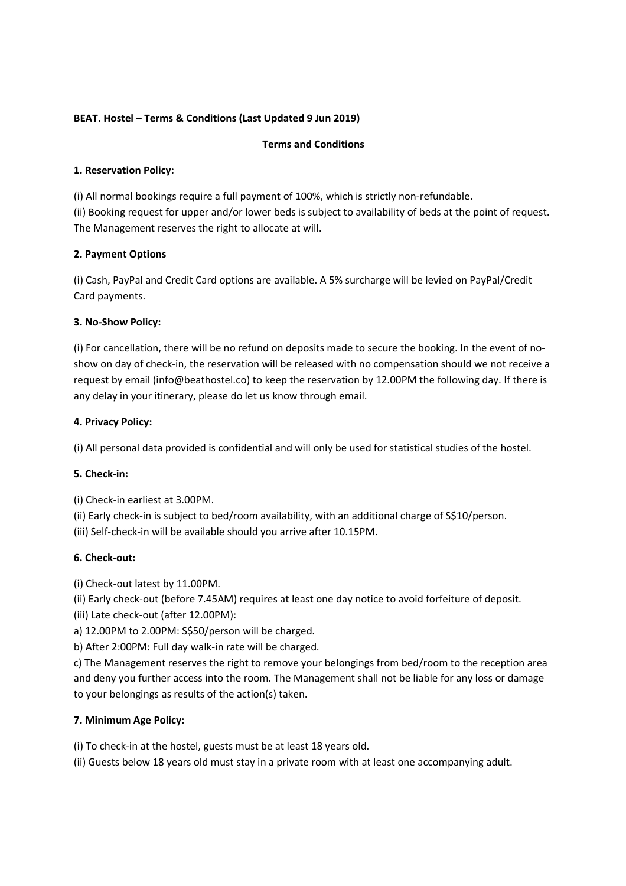**BEAT. Hostel – Terms & Conditions (Last Updated 9 Jun 2019)**

**Terms and Conditions**

**1. Reservation Policy:**

(i) All normal bookings require a full payment of 100%, which is strictly non-refundable.
(ii) Booking request for upper and/or lower beds is subject to availability of beds at the point of request. The Management reserves the right to allocate at will.

**2. Payment Options**

(i) Cash, PayPal and Credit Card options are available. A 5% surcharge will be levied on PayPal/Credit Card payments.

**3. No-Show Policy:**

(i) For cancellation, there will be no refund on deposits made to secure the booking. In the event of no-show on day of check-in, the reservation will be released with no compensation should we not receive a request by email (info@beathostel.co) to keep the reservation by 12.00PM the following day. If there is any delay in your itinerary, please do let us know through email.

**4. Privacy Policy:**

(i) All personal data provided is confidential and will only be used for statistical studies of the hostel.

**5. Check-in:**

(i) Check-in earliest at 3.00PM.
(ii) Early check-in is subject to bed/room availability, with an additional charge of S$10/person.
(iii) Self-check-in will be available should you arrive after 10.15PM.

**6. Check-out:**

(i) Check-out latest by 11.00PM.
(ii) Early check-out (before 7.45AM) requires at least one day notice to avoid forfeiture of deposit.
(iii) Late check-out (after 12.00PM):
a) 12.00PM to 2.00PM: S$50/person will be charged.
b) After 2:00PM: Full day walk-in rate will be charged.
c) The Management reserves the right to remove your belongings from bed/room to the reception area and deny you further access into the room. The Management shall not be liable for any loss or damage to your belongings as results of the action(s) taken.

**7. Minimum Age Policy:**

(i) To check-in at the hostel, guests must be at least 18 years old.
(ii) Guests below 18 years old must stay in a private room with at least one accompanying adult.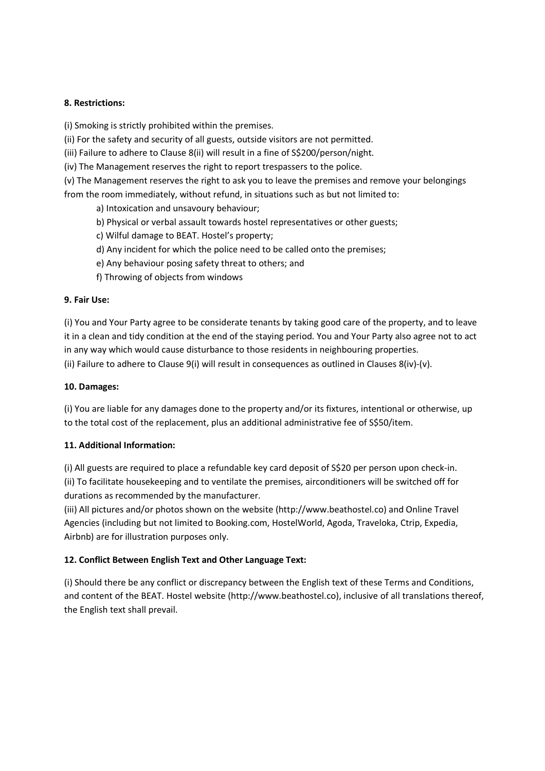**8. Restrictions:**

(i) Smoking is strictly prohibited within the premises.
(ii) For the safety and security of all guests, outside visitors are not permitted.
(iii) Failure to adhere to Clause 8(ii) will result in a fine of S$200/person/night.
(iv) The Management reserves the right to report trespassers to the police.
(v) The Management reserves the right to ask you to leave the premises and remove your belongings from the room immediately, without refund, in situations such as but not limited to:

a) Intoxication and unsavoury behaviour;
b) Physical or verbal assault towards hostel representatives or other guests;
c) Wilful damage to BEAT. Hostel's property;
d) Any incident for which the police need to be called onto the premises;
e) Any behaviour posing safety threat to others; and
f) Throwing of objects from windows

**9. Fair Use:**

(i) You and Your Party agree to be considerate tenants by taking good care of the property, and to leave it in a clean and tidy condition at the end of the staying period. You and Your Party also agree not to act in any way which would cause disturbance to those residents in neighbouring properties.
(ii) Failure to adhere to Clause 9(i) will result in consequences as outlined in Clauses 8(iv)-(v).

**10. Damages:**

(i) You are liable for any damages done to the property and/or its fixtures, intentional or otherwise, up to the total cost of the replacement, plus an additional administrative fee of S$50/item.

**11. Additional Information:**

(i) All guests are required to place a refundable key card deposit of S$20 per person upon check-in.
(ii) To facilitate housekeeping and to ventilate the premises, airconditioners will be switched off for durations as recommended by the manufacturer.
(iii) All pictures and/or photos shown on the website (http://www.beathostel.co) and Online Travel Agencies (including but not limited to Booking.com, HostelWorld, Agoda, Traveloka, Ctrip, Expedia, Airbnb) are for illustration purposes only.

**12. Conflict Between English Text and Other Language Text:**

(i) Should there be any conflict or discrepancy between the English text of these Terms and Conditions, and content of the BEAT. Hostel website (http://www.beathostel.co), inclusive of all translations thereof, the English text shall prevail.